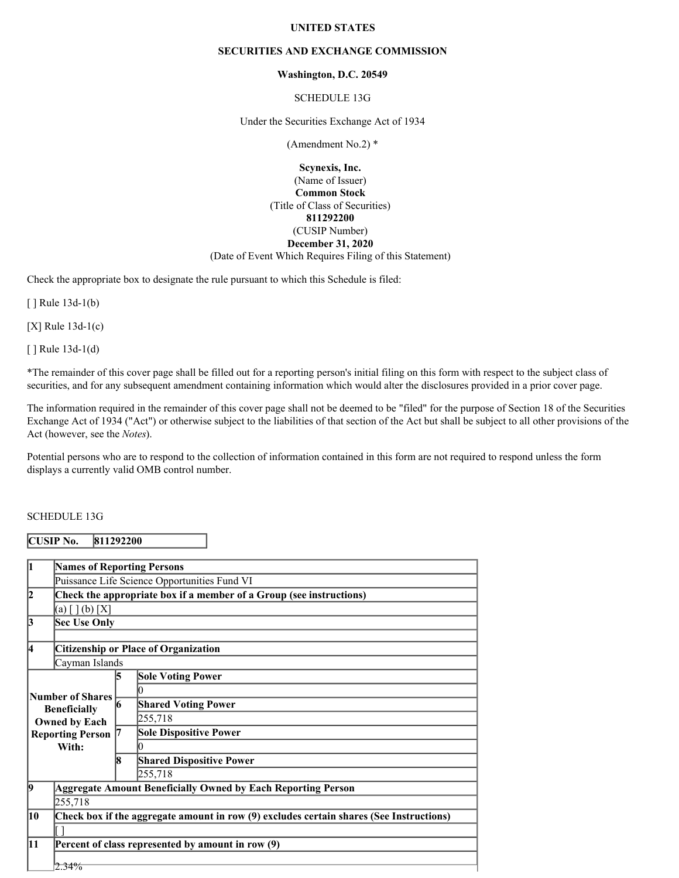**UNITED STATES**

**SECURITIES AND EXCHANGE COMMISSION**

**Washington, D.C. 20549**

SCHEDULE 13G

Under the Securities Exchange Act of 1934

(Amendment No.2) *

**Scynexis, Inc.**
(Name of Issuer)
**Common Stock**
(Title of Class of Securities)
**811292200**
(CUSIP Number)
**December 31, 2020**
(Date of Event Which Requires Filing of this Statement)

Check the appropriate box to designate the rule pursuant to which this Schedule is filed:

[ ] Rule 13d-1(b)

[X] Rule 13d-1(c)

[ ] Rule 13d-1(d)

*The remainder of this cover page shall be filled out for a reporting person's initial filing on this form with respect to the subject class of securities, and for any subsequent amendment containing information which would alter the disclosures provided in a prior cover page.

The information required in the remainder of this cover page shall not be deemed to be "filed" for the purpose of Section 18 of the Securities Exchange Act of 1934 ("Act") or otherwise subject to the liabilities of that section of the Act but shall be subject to all other provisions of the Act (however, see the *Notes*).

Potential persons who are to respond to the collection of information contained in this form are not required to respond unless the form displays a currently valid OMB control number.

SCHEDULE 13G

| **CUSIP No.** | **811292200** |
|---|---|

| | | | |
|---|---|---|---|
| **1** | **Names of Reporting Persons** | | |
| | Puissance Life Science Opportunities Fund VI | | |
| **2** | **Check the appropriate box if a member of a Group (see instructions)** | | |
| | (a) [ ] (b) [X] | | |
| **3** | **Sec Use Only** | | |
| | | | |
| **4** | **Citizenship or Place of Organization** | | |
| | Cayman Islands | | |
| **Number of Shares Beneficially Owned by Each Reporting Person With:** | | **5** | **Sole Voting Power** |
| | | | 0 |
| | | **6** | **Shared Voting Power** |
| | | | 255,718 |
| | | **7** | **Sole Dispositive Power** |
| | | | 0 |
| | | **8** | **Shared Dispositive Power** |
| | | | 255,718 |
| **9** | **Aggregate Amount Beneficially Owned by Each Reporting Person** | | |
| | 255,718 | | |
| **10** | **Check box if the aggregate amount in row (9) excludes certain shares (See Instructions)** | | |
| | [ ] | | |
| **11** | **Percent of class represented by amount in row (9)** | | |
| | 2.34% | | |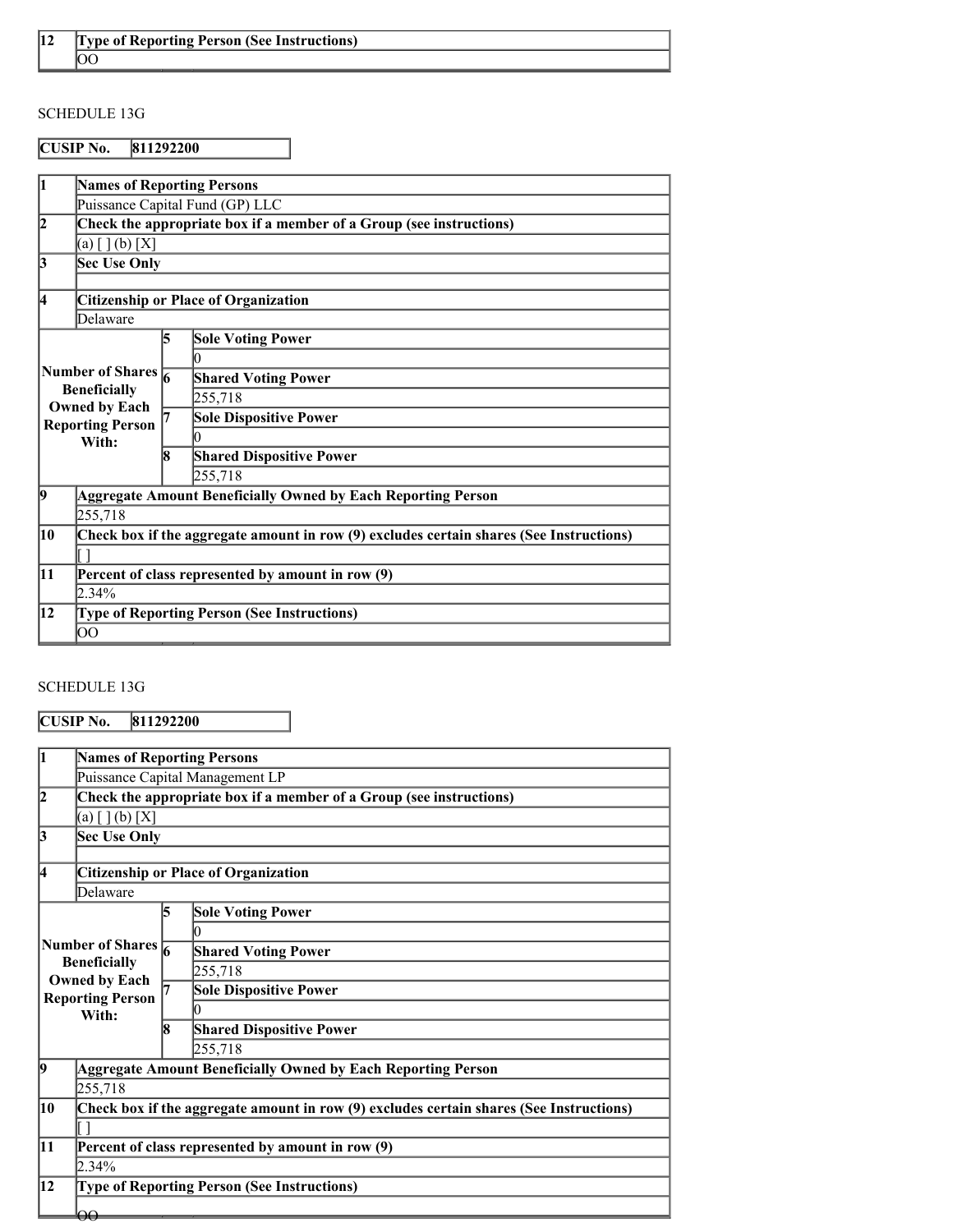| 12 | Type of Reporting Person (See Instructions) |
|---|---|
| | OO |

SCHEDULE 13G

| CUSIP No. | 811292200 |
|---|---|

| 1 | Names of Reporting Persons | |
|---|---|---|
| | Puissance Capital Fund (GP) LLC | |
| 2 | Check the appropriate box if a member of a Group (see instructions) | |
| | (a) [ ] (b) [X] | |
| 3 | Sec Use Only | |
| | | |
| 4 | Citizenship or Place of Organization | |
| | Delaware | |
| Number of Shares Beneficially Owned by Each Reporting Person With: | 5 | Sole Voting Power |
| | | 0 |
| | 6 | Shared Voting Power |
| | | 255,718 |
| | 7 | Sole Dispositive Power |
| | | 0 |
| | 8 | Shared Dispositive Power |
| | | 255,718 |
| 9 | Aggregate Amount Beneficially Owned by Each Reporting Person | |
| | 255,718 | |
| 10 | Check box if the aggregate amount in row (9) excludes certain shares (See Instructions) | |
| | [ ] | |
| 11 | Percent of class represented by amount in row (9) | |
| | 2.34% | |
| 12 | Type of Reporting Person (See Instructions) | |
| | OO | |

SCHEDULE 13G

| CUSIP No. | 811292200 |
|---|---|

| 1 | Names of Reporting Persons | |
|---|---|---|
| | Puissance Capital Management LP | |
| 2 | Check the appropriate box if a member of a Group (see instructions) | |
| | (a) [ ] (b) [X] | |
| 3 | Sec Use Only | |
| | | |
| 4 | Citizenship or Place of Organization | |
| | Delaware | |
| Number of Shares Beneficially Owned by Each Reporting Person With: | 5 | Sole Voting Power |
| | | 0 |
| | 6 | Shared Voting Power |
| | | 255,718 |
| | 7 | Sole Dispositive Power |
| | | 0 |
| | 8 | Shared Dispositive Power |
| | | 255,718 |
| 9 | Aggregate Amount Beneficially Owned by Each Reporting Person | |
| | 255,718 | |
| 10 | Check box if the aggregate amount in row (9) excludes certain shares (See Instructions) | |
| | [ ] | |
| 11 | Percent of class represented by amount in row (9) | |
| | 2.34% | |
| 12 | Type of Reporting Person (See Instructions) | |
| | OO | |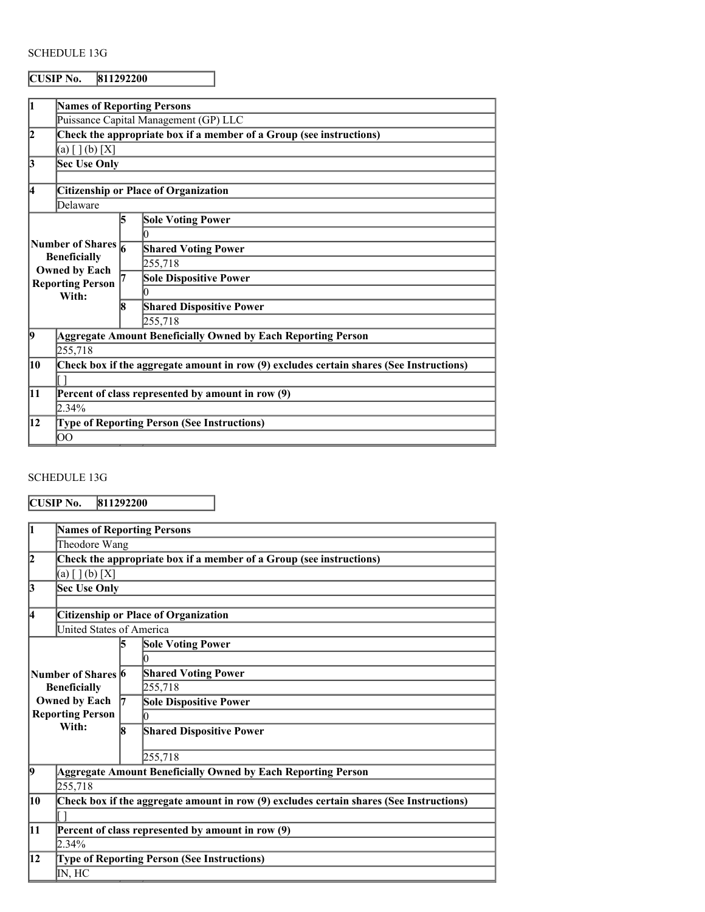SCHEDULE 13G

| CUSIP No. | 811292200 |
|---|---|

| | | | |
|---|---|---|---|
| **1** | **Names of Reporting Persons** | | |
| | Puissance Capital Management (GP) LLC | | |
| **2** | **Check the appropriate box if a member of a Group (see instructions)** | | |
| | (a) [ ] (b) [X] | | |
| **3** | **Sec Use Only** | | |
| | | | |
| **4** | **Citizenship or Place of Organization** | | |
| | Delaware | | |
| **Number of Shares Beneficially Owned by Each Reporting Person With:** | | **5** | **Sole Voting Power** |
| | | | 0 |
| | | **6** | **Shared Voting Power** |
| | | | 255,718 |
| | | **7** | **Sole Dispositive Power** |
| | | | 0 |
| | | **8** | **Shared Dispositive Power** |
| | | | 255,718 |
| **9** | **Aggregate Amount Beneficially Owned by Each Reporting Person** | | |
| | 255,718 | | |
| **10** | **Check box if the aggregate amount in row (9) excludes certain shares (See Instructions)** | | |
| | [ ] | | |
| **11** | **Percent of class represented by amount in row (9)** | | |
| | 2.34% | | |
| **12** | **Type of Reporting Person (See Instructions)** | | |
| | OO | | |

SCHEDULE 13G

| CUSIP No. | 811292200 |
|---|---|

| | | | |
|---|---|---|---|
| **1** | **Names of Reporting Persons** | | |
| | Theodore Wang | | |
| **2** | **Check the appropriate box if a member of a Group (see instructions)** | | |
| | (a) [ ] (b) [X] | | |
| **3** | **Sec Use Only** | | |
| | | | |
| **4** | **Citizenship or Place of Organization** | | |
| | United States of America | | |
| **Number of Shares Beneficially Owned by Each Reporting Person With:** | | **5** | **Sole Voting Power** |
| | | | 0 |
| | | **6** | **Shared Voting Power** |
| | | | 255,718 |
| | | **7** | **Sole Dispositive Power** |
| | | | 0 |
| | | **8** | **Shared Dispositive Power** |
| | | | 255,718 |
| **9** | **Aggregate Amount Beneficially Owned by Each Reporting Person** | | |
| | 255,718 | | |
| **10** | **Check box if the aggregate amount in row (9) excludes certain shares (See Instructions)** | | |
| | [ ] | | |
| **11** | **Percent of class represented by amount in row (9)** | | |
| | 2.34% | | |
| **12** | **Type of Reporting Person (See Instructions)** | | |
| | IN, HC | | |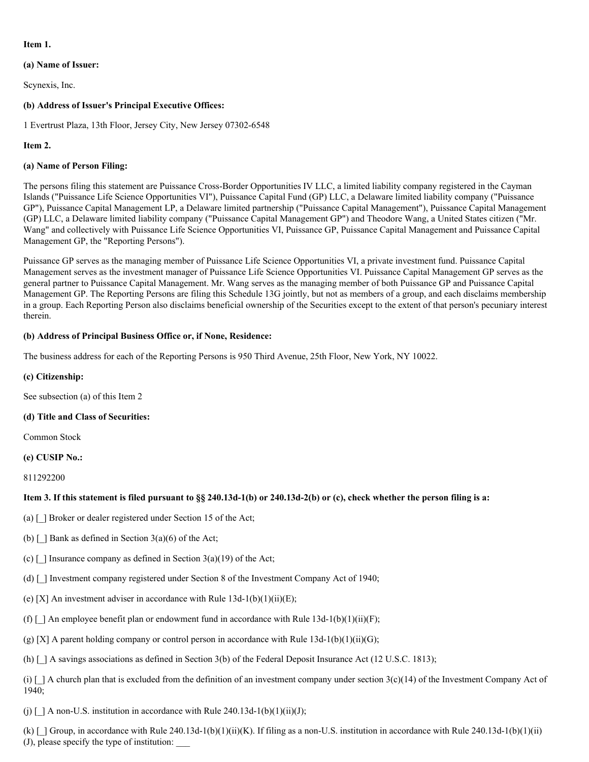**Item 1.**

**(a) Name of Issuer:**

Scynexis, Inc.

**(b) Address of Issuer's Principal Executive Offices:**

1 Evertrust Plaza, 13th Floor, Jersey City, New Jersey 07302-6548

**Item 2.**

**(a) Name of Person Filing:**

The persons filing this statement are Puissance Cross-Border Opportunities IV LLC, a limited liability company registered in the Cayman Islands ("Puissance Life Science Opportunities VI"), Puissance Capital Fund (GP) LLC, a Delaware limited liability company ("Puissance GP"), Puissance Capital Management LP, a Delaware limited partnership ("Puissance Capital Management"), Puissance Capital Management (GP) LLC, a Delaware limited liability company ("Puissance Capital Management GP") and Theodore Wang, a United States citizen ("Mr. Wang" and collectively with Puissance Life Science Opportunities VI, Puissance GP, Puissance Capital Management and Puissance Capital Management GP, the "Reporting Persons").

Puissance GP serves as the managing member of Puissance Life Science Opportunities VI, a private investment fund. Puissance Capital Management serves as the investment manager of Puissance Life Science Opportunities VI. Puissance Capital Management GP serves as the general partner to Puissance Capital Management. Mr. Wang serves as the managing member of both Puissance GP and Puissance Capital Management GP. The Reporting Persons are filing this Schedule 13G jointly, but not as members of a group, and each disclaims membership in a group. Each Reporting Person also disclaims beneficial ownership of the Securities except to the extent of that person's pecuniary interest therein.

**(b) Address of Principal Business Office or, if None, Residence:**

The business address for each of the Reporting Persons is 950 Third Avenue, 25th Floor, New York, NY 10022.

**(c) Citizenship:**

See subsection (a) of this Item 2

**(d) Title and Class of Securities:**

Common Stock

**(e) CUSIP No.:**

811292200

**Item 3. If this statement is filed pursuant to §§ 240.13d-1(b) or 240.13d-2(b) or (c), check whether the person filing is a:**

(a) [_] Broker or dealer registered under Section 15 of the Act;

(b) [_] Bank as defined in Section 3(a)(6) of the Act;

(c) [_] Insurance company as defined in Section 3(a)(19) of the Act;

(d) [_] Investment company registered under Section 8 of the Investment Company Act of 1940;

(e) [X] An investment adviser in accordance with Rule 13d-1(b)(1)(ii)(E);

(f) [_] An employee benefit plan or endowment fund in accordance with Rule 13d-1(b)(1)(ii)(F);

(g) [X] A parent holding company or control person in accordance with Rule 13d-1(b)(1)(ii)(G);

(h) [_] A savings associations as defined in Section 3(b) of the Federal Deposit Insurance Act (12 U.S.C. 1813);

(i) [_] A church plan that is excluded from the definition of an investment company under section 3(c)(14) of the Investment Company Act of 1940;

(j) [_] A non-U.S. institution in accordance with Rule 240.13d-1(b)(1)(ii)(J);

(k) [_] Group, in accordance with Rule 240.13d-1(b)(1)(ii)(K). If filing as a non-U.S. institution in accordance with Rule 240.13d-1(b)(1)(ii)(J), please specify the type of institution: ___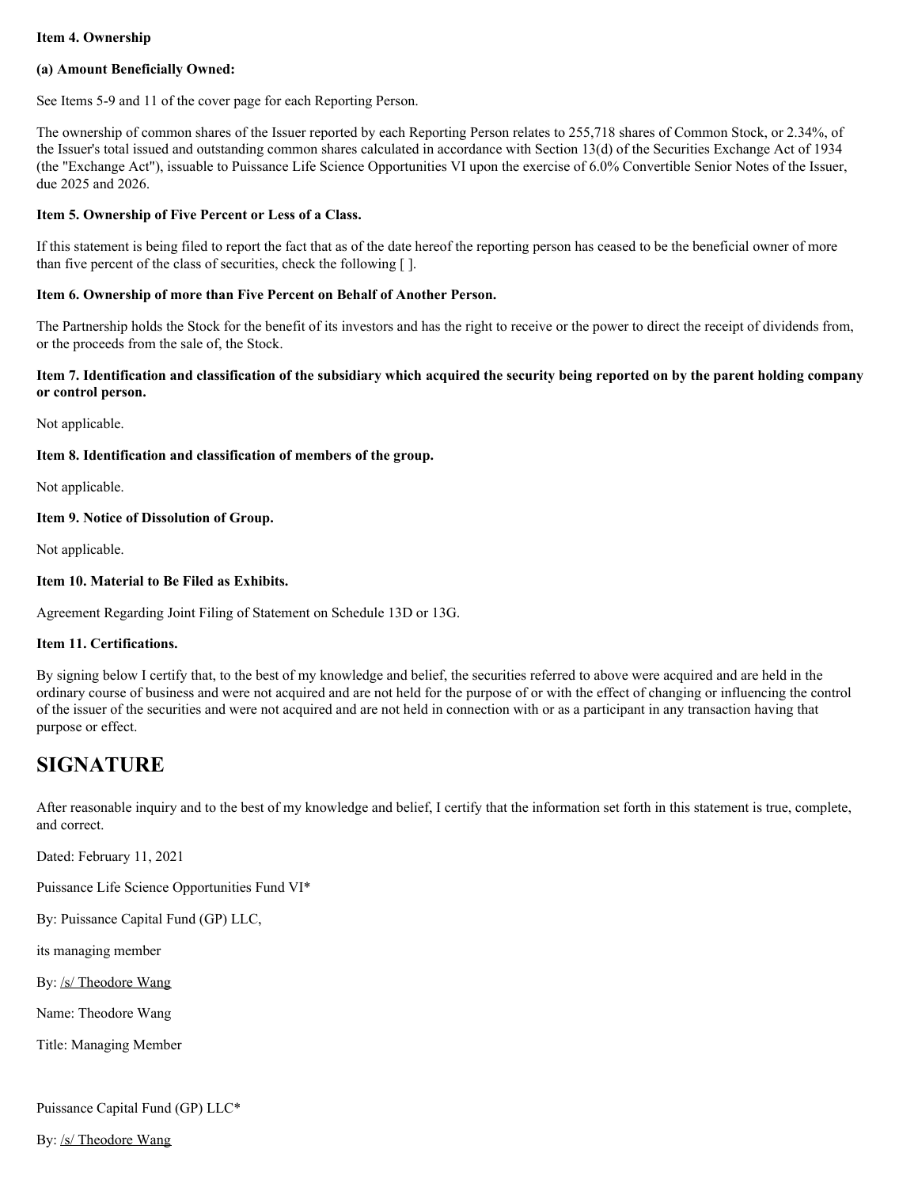**Item 4. Ownership**

**(a) Amount Beneficially Owned:**

See Items 5-9 and 11 of the cover page for each Reporting Person.

The ownership of common shares of the Issuer reported by each Reporting Person relates to 255,718 shares of Common Stock, or 2.34%, of the Issuer's total issued and outstanding common shares calculated in accordance with Section 13(d) of the Securities Exchange Act of 1934 (the "Exchange Act"), issuable to Puissance Life Science Opportunities VI upon the exercise of 6.0% Convertible Senior Notes of the Issuer, due 2025 and 2026.

**Item 5. Ownership of Five Percent or Less of a Class.**

If this statement is being filed to report the fact that as of the date hereof the reporting person has ceased to be the beneficial owner of more than five percent of the class of securities, check the following [ ].

**Item 6. Ownership of more than Five Percent on Behalf of Another Person.**

The Partnership holds the Stock for the benefit of its investors and has the right to receive or the power to direct the receipt of dividends from, or the proceeds from the sale of, the Stock.

**Item 7. Identification and classification of the subsidiary which acquired the security being reported on by the parent holding company or control person.**

Not applicable.

**Item 8. Identification and classification of members of the group.**

Not applicable.

**Item 9. Notice of Dissolution of Group.**

Not applicable.

**Item 10. Material to Be Filed as Exhibits.**

Agreement Regarding Joint Filing of Statement on Schedule 13D or 13G.

**Item 11. Certifications.**

By signing below I certify that, to the best of my knowledge and belief, the securities referred to above were acquired and are held in the ordinary course of business and were not acquired and are not held for the purpose of or with the effect of changing or influencing the control of the issuer of the securities and were not acquired and are not held in connection with or as a participant in any transaction having that purpose or effect.

# SIGNATURE

After reasonable inquiry and to the best of my knowledge and belief, I certify that the information set forth in this statement is true, complete, and correct.

Dated: February 11, 2021

Puissance Life Science Opportunities Fund VI*

By: Puissance Capital Fund (GP) LLC,

its managing member

By: /s/ Theodore Wang

Name: Theodore Wang

Title: Managing Member

Puissance Capital Fund (GP) LLC*

By: /s/ Theodore Wang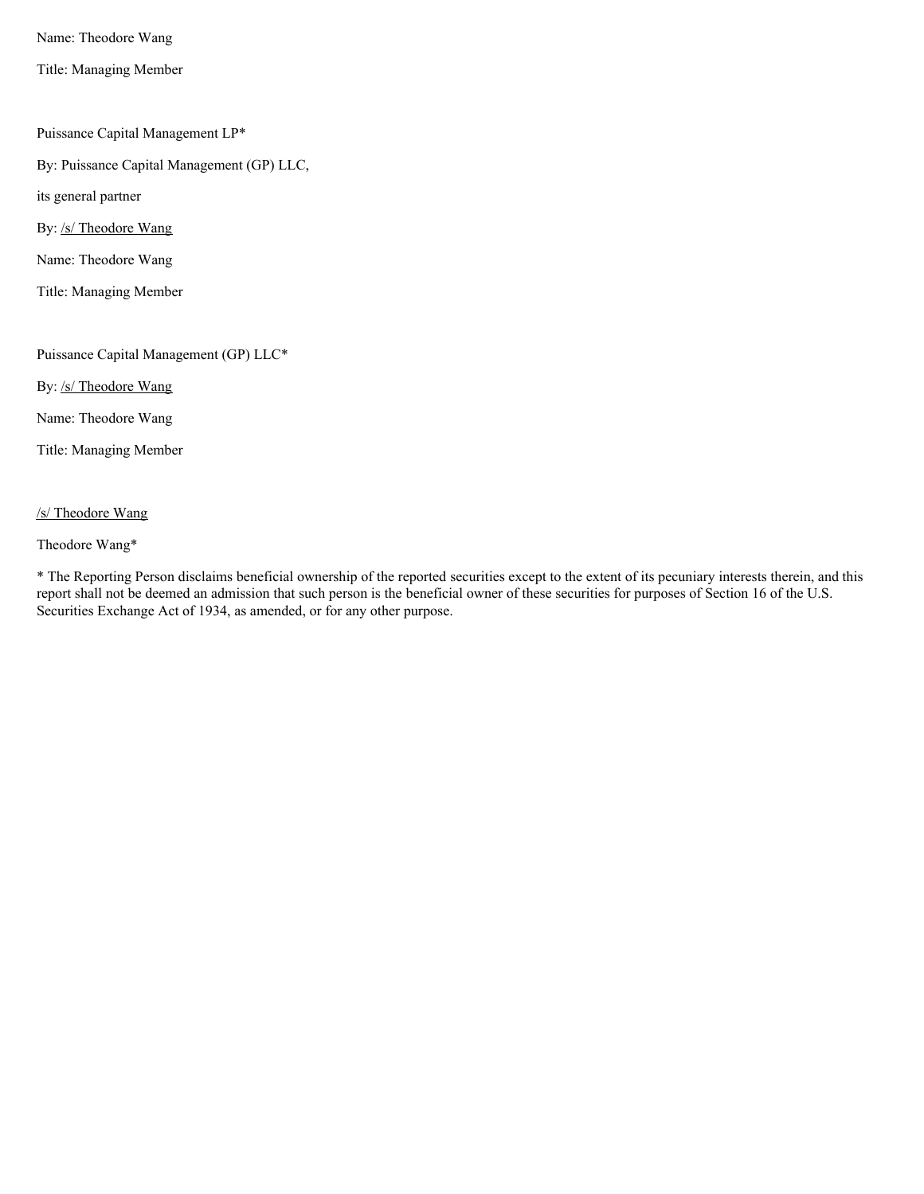Name: Theodore Wang

Title: Managing Member

Puissance Capital Management LP*

By: Puissance Capital Management (GP) LLC,

its general partner

By: /s/ Theodore Wang

Name: Theodore Wang

Title: Managing Member

Puissance Capital Management (GP) LLC*

By: /s/ Theodore Wang

Name: Theodore Wang

Title: Managing Member

/s/ Theodore Wang

Theodore Wang*

* The Reporting Person disclaims beneficial ownership of the reported securities except to the extent of its pecuniary interests therein, and this report shall not be deemed an admission that such person is the beneficial owner of these securities for purposes of Section 16 of the U.S. Securities Exchange Act of 1934, as amended, or for any other purpose.